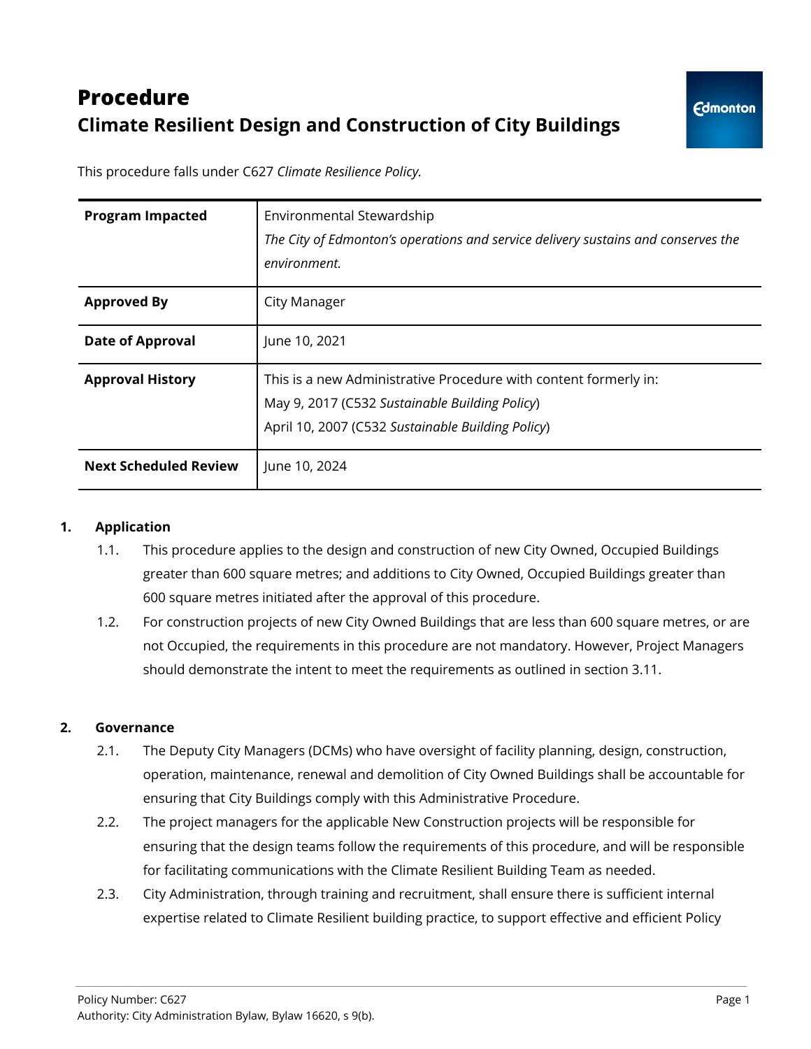# Procedure

## Climate Resilient Design and Construction of City Buildings

This procedure falls under C627 *Climate Resilience Policy.*

| | |
|---|---|
| **Program Impacted** | Environmental Stewardship<br>*The City of Edmonton's operations and service delivery sustains and conserves the environment.* |
| **Approved By** | City Manager |
| **Date of Approval** | June 10, 2021 |
| **Approval History** | This is a new Administrative Procedure with content formerly in:<br>May 9, 2017 (C532 *Sustainable Building Policy*)<br>April 10, 2007 (C532 *Sustainable Building Policy*) |
| **Next Scheduled Review** | June 10, 2024 |

**1. Application**

1.1. This procedure applies to the design and construction of new City Owned, Occupied Buildings greater than 600 square metres; and additions to City Owned, Occupied Buildings greater than 600 square metres initiated after the approval of this procedure.

1.2. For construction projects of new City Owned Buildings that are less than 600 square metres, or are not Occupied, the requirements in this procedure are not mandatory. However, Project Managers should demonstrate the intent to meet the requirements as outlined in section 3.11.

**2. Governance**

2.1. The Deputy City Managers (DCMs) who have oversight of facility planning, design, construction, operation, maintenance, renewal and demolition of City Owned Buildings shall be accountable for ensuring that City Buildings comply with this Administrative Procedure.

2.2. The project managers for the applicable New Construction projects will be responsible for ensuring that the design teams follow the requirements of this procedure, and will be responsible for facilitating communications with the Climate Resilient Building Team as needed.

2.3. City Administration, through training and recruitment, shall ensure there is sufficient internal expertise related to Climate Resilient building practice, to support effective and efficient Policy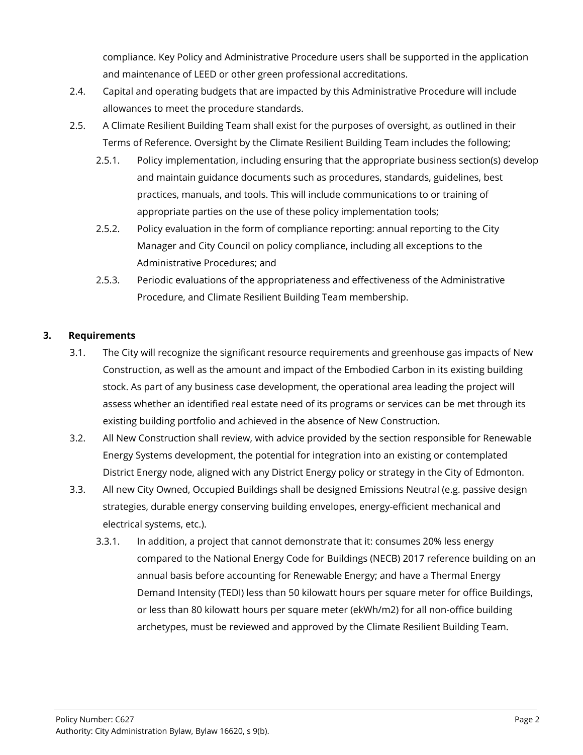compliance. Key Policy and Administrative Procedure users shall be supported in the application and maintenance of LEED or other green professional accreditations.

2.4. Capital and operating budgets that are impacted by this Administrative Procedure will include allowances to meet the procedure standards.

2.5. A Climate Resilient Building Team shall exist for the purposes of oversight, as outlined in their Terms of Reference. Oversight by the Climate Resilient Building Team includes the following;

   2.5.1. Policy implementation, including ensuring that the appropriate business section(s) develop and maintain guidance documents such as procedures, standards, guidelines, best practices, manuals, and tools. This will include communications to or training of appropriate parties on the use of these policy implementation tools;

   2.5.2. Policy evaluation in the form of compliance reporting: annual reporting to the City Manager and City Council on policy compliance, including all exceptions to the Administrative Procedures; and

   2.5.3. Periodic evaluations of the appropriateness and effectiveness of the Administrative Procedure, and Climate Resilient Building Team membership.

## 3. Requirements

3.1. The City will recognize the significant resource requirements and greenhouse gas impacts of New Construction, as well as the amount and impact of the Embodied Carbon in its existing building stock. As part of any business case development, the operational area leading the project will assess whether an identified real estate need of its programs or services can be met through its existing building portfolio and achieved in the absence of New Construction.

3.2. All New Construction shall review, with advice provided by the section responsible for Renewable Energy Systems development, the potential for integration into an existing or contemplated District Energy node, aligned with any District Energy policy or strategy in the City of Edmonton.

3.3. All new City Owned, Occupied Buildings shall be designed Emissions Neutral (e.g. passive design strategies, durable energy conserving building envelopes, energy-efficient mechanical and electrical systems, etc.).

   3.3.1. In addition, a project that cannot demonstrate that it: consumes 20% less energy compared to the National Energy Code for Buildings (NECB) 2017 reference building on an annual basis before accounting for Renewable Energy; and have a Thermal Energy Demand Intensity (TEDI) less than 50 kilowatt hours per square meter for office Buildings, or less than 80 kilowatt hours per square meter (ekWh/m2) for all non-office building archetypes, must be reviewed and approved by the Climate Resilient Building Team.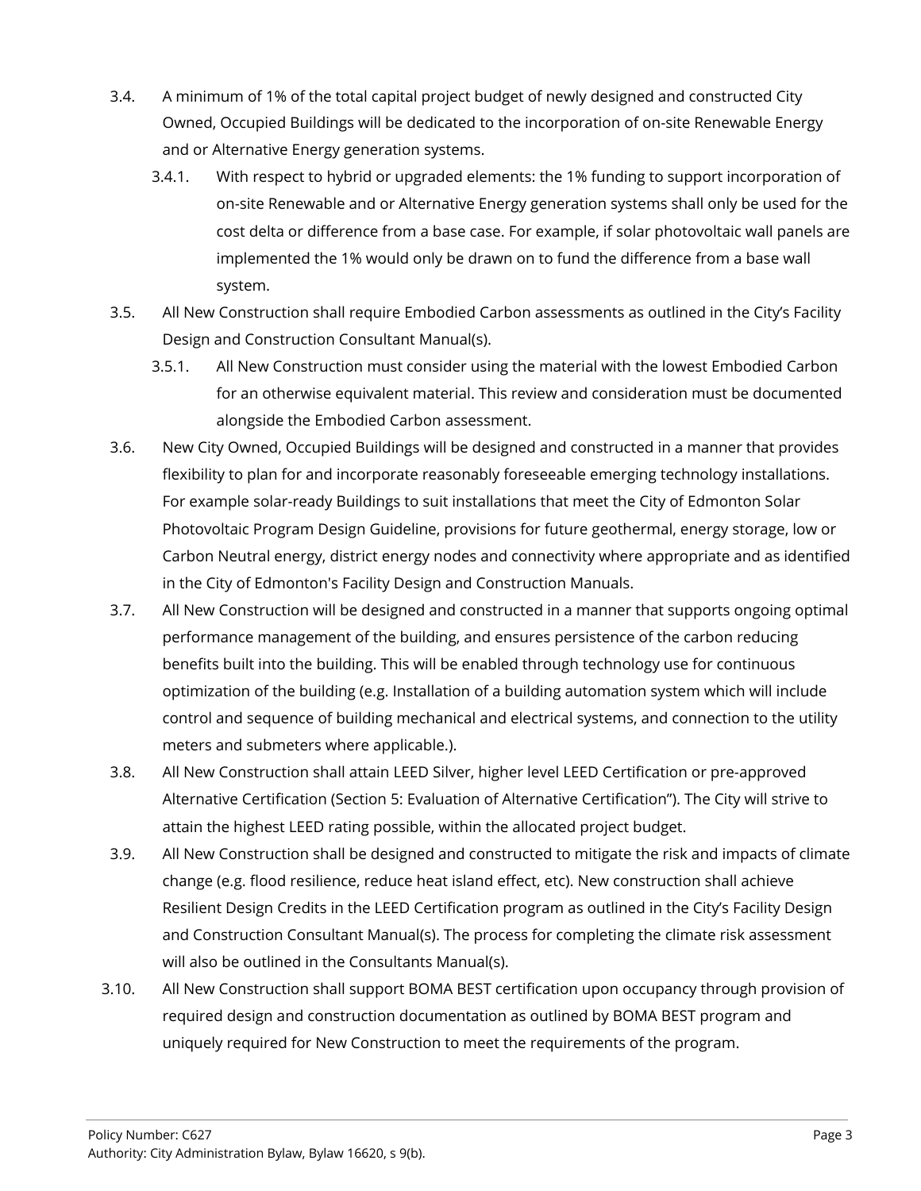3.4. A minimum of 1% of the total capital project budget of newly designed and constructed City Owned, Occupied Buildings will be dedicated to the incorporation of on-site Renewable Energy and or Alternative Energy generation systems.

   3.4.1. With respect to hybrid or upgraded elements: the 1% funding to support incorporation of on-site Renewable and or Alternative Energy generation systems shall only be used for the cost delta or difference from a base case. For example, if solar photovoltaic wall panels are implemented the 1% would only be drawn on to fund the difference from a base wall system.

3.5. All New Construction shall require Embodied Carbon assessments as outlined in the City's Facility Design and Construction Consultant Manual(s).

   3.5.1. All New Construction must consider using the material with the lowest Embodied Carbon for an otherwise equivalent material. This review and consideration must be documented alongside the Embodied Carbon assessment.

3.6. New City Owned, Occupied Buildings will be designed and constructed in a manner that provides flexibility to plan for and incorporate reasonably foreseeable emerging technology installations. For example solar-ready Buildings to suit installations that meet the City of Edmonton Solar Photovoltaic Program Design Guideline, provisions for future geothermal, energy storage, low or Carbon Neutral energy, district energy nodes and connectivity where appropriate and as identified in the City of Edmonton's Facility Design and Construction Manuals.

3.7. All New Construction will be designed and constructed in a manner that supports ongoing optimal performance management of the building, and ensures persistence of the carbon reducing benefits built into the building. This will be enabled through technology use for continuous optimization of the building (e.g. Installation of a building automation system which will include control and sequence of building mechanical and electrical systems, and connection to the utility meters and submeters where applicable.).

3.8. All New Construction shall attain LEED Silver, higher level LEED Certification or pre-approved Alternative Certification (Section 5: Evaluation of Alternative Certification"). The City will strive to attain the highest LEED rating possible, within the allocated project budget.

3.9. All New Construction shall be designed and constructed to mitigate the risk and impacts of climate change (e.g. flood resilience, reduce heat island effect, etc). New construction shall achieve Resilient Design Credits in the LEED Certification program as outlined in the City's Facility Design and Construction Consultant Manual(s). The process for completing the climate risk assessment will also be outlined in the Consultants Manual(s).

3.10. All New Construction shall support BOMA BEST certification upon occupancy through provision of required design and construction documentation as outlined by BOMA BEST program and uniquely required for New Construction to meet the requirements of the program.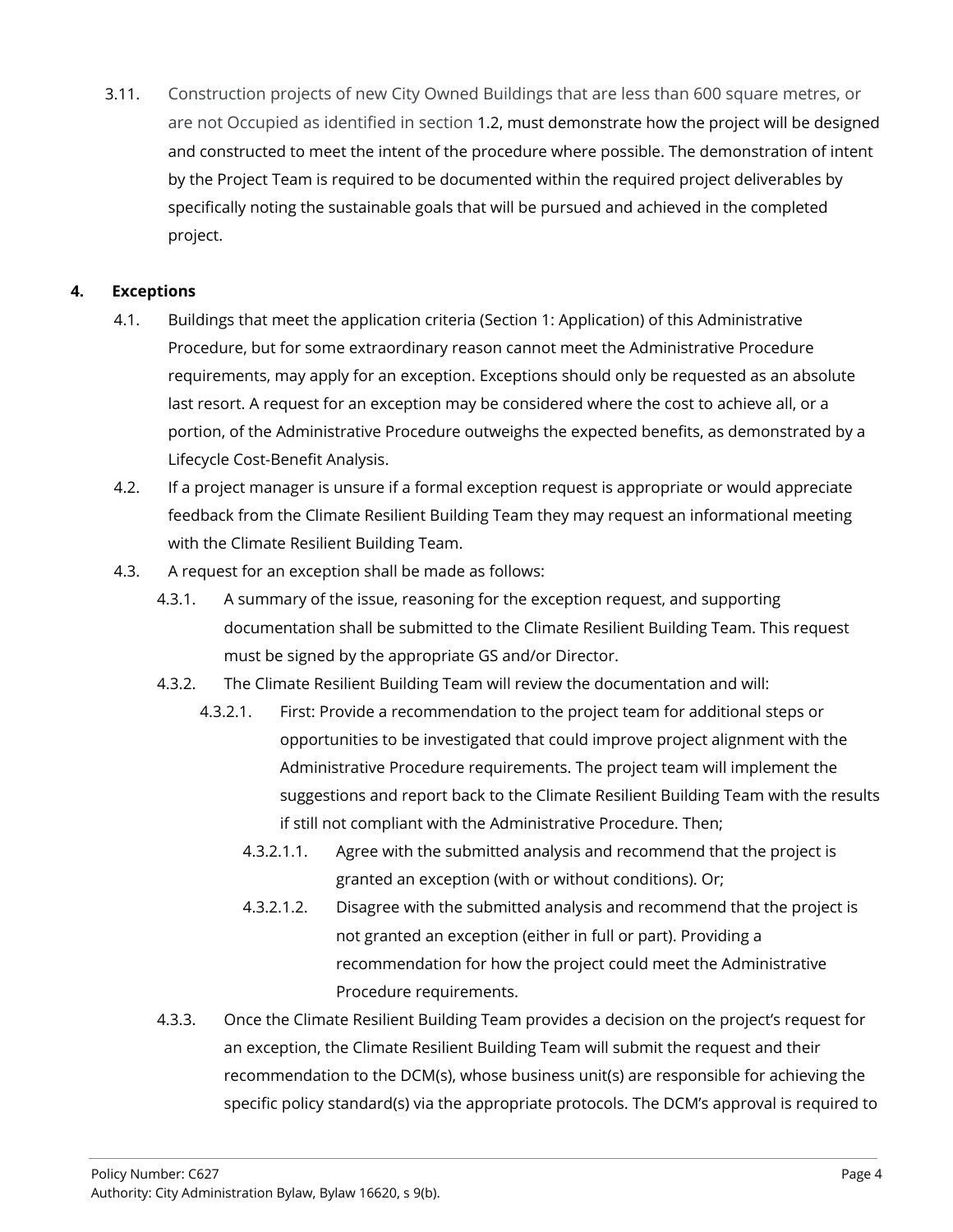3.11. Construction projects of new City Owned Buildings that are less than 600 square metres, or are not Occupied as identified in section 1.2, must demonstrate how the project will be designed and constructed to meet the intent of the procedure where possible. The demonstration of intent by the Project Team is required to be documented within the required project deliverables by specifically noting the sustainable goals that will be pursued and achieved in the completed project.

## 4. Exceptions

4.1. Buildings that meet the application criteria (Section 1: Application) of this Administrative Procedure, but for some extraordinary reason cannot meet the Administrative Procedure requirements, may apply for an exception. Exceptions should only be requested as an absolute last resort. A request for an exception may be considered where the cost to achieve all, or a portion, of the Administrative Procedure outweighs the expected benefits, as demonstrated by a Lifecycle Cost-Benefit Analysis.

4.2. If a project manager is unsure if a formal exception request is appropriate or would appreciate feedback from the Climate Resilient Building Team they may request an informational meeting with the Climate Resilient Building Team.

4.3. A request for an exception shall be made as follows:

- 4.3.1. A summary of the issue, reasoning for the exception request, and supporting documentation shall be submitted to the Climate Resilient Building Team. This request must be signed by the appropriate GS and/or Director.
- 4.3.2. The Climate Resilient Building Team will review the documentation and will:
  - 4.3.2.1. First: Provide a recommendation to the project team for additional steps or opportunities to be investigated that could improve project alignment with the Administrative Procedure requirements. The project team will implement the suggestions and report back to the Climate Resilient Building Team with the results if still not compliant with the Administrative Procedure. Then;
    - 4.3.2.1.1. Agree with the submitted analysis and recommend that the project is granted an exception (with or without conditions). Or;
    - 4.3.2.1.2. Disagree with the submitted analysis and recommend that the project is not granted an exception (either in full or part). Providing a recommendation for how the project could meet the Administrative Procedure requirements.
- 4.3.3. Once the Climate Resilient Building Team provides a decision on the project's request for an exception, the Climate Resilient Building Team will submit the request and their recommendation to the DCM(s), whose business unit(s) are responsible for achieving the specific policy standard(s) via the appropriate protocols. The DCM's approval is required to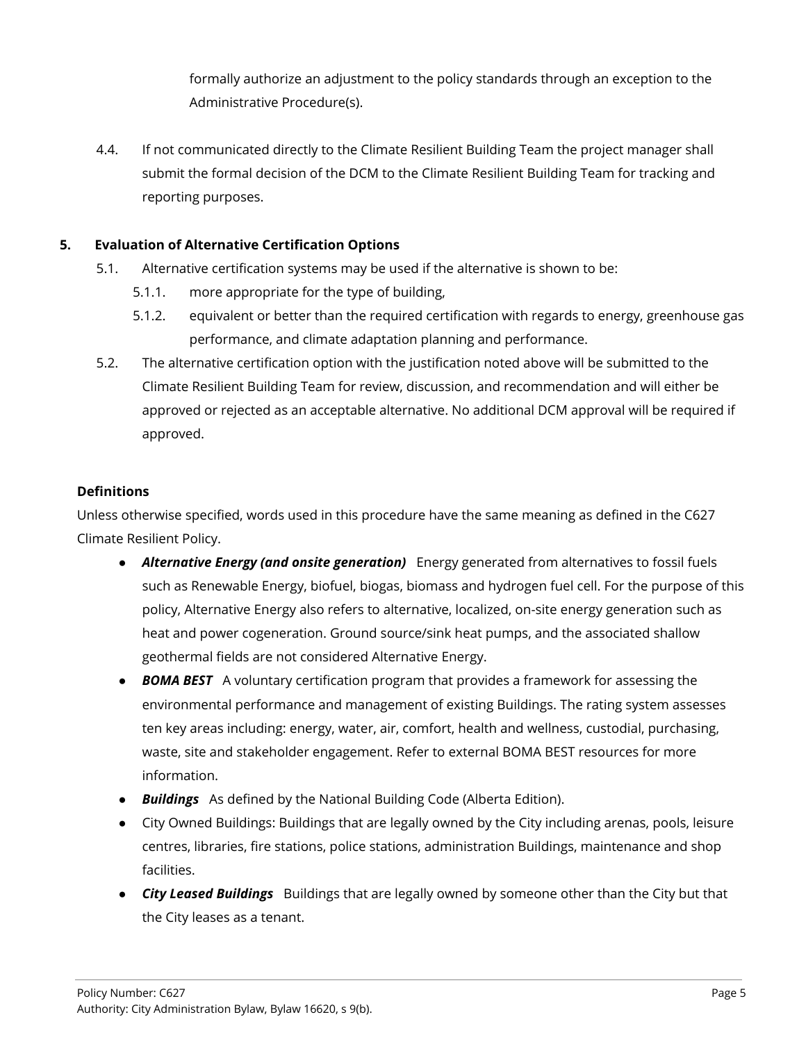formally authorize an adjustment to the policy standards through an exception to the Administrative Procedure(s).

4.4. If not communicated directly to the Climate Resilient Building Team the project manager shall submit the formal decision of the DCM to the Climate Resilient Building Team for tracking and reporting purposes.

**5. Evaluation of Alternative Certification Options**

5.1. Alternative certification systems may be used if the alternative is shown to be:

5.1.1. more appropriate for the type of building,

5.1.2. equivalent or better than the required certification with regards to energy, greenhouse gas performance, and climate adaptation planning and performance.

5.2. The alternative certification option with the justification noted above will be submitted to the Climate Resilient Building Team for review, discussion, and recommendation and will either be approved or rejected as an acceptable alternative. No additional DCM approval will be required if approved.

**Definitions**

Unless otherwise specified, words used in this procedure have the same meaning as defined in the C627 Climate Resilient Policy.

- ***Alternative Energy (and onsite generation)*** Energy generated from alternatives to fossil fuels such as Renewable Energy, biofuel, biogas, biomass and hydrogen fuel cell. For the purpose of this policy, Alternative Energy also refers to alternative, localized, on-site energy generation such as heat and power cogeneration. Ground source/sink heat pumps, and the associated shallow geothermal fields are not considered Alternative Energy.
- ***BOMA BEST*** A voluntary certification program that provides a framework for assessing the environmental performance and management of existing Buildings. The rating system assesses ten key areas including: energy, water, air, comfort, health and wellness, custodial, purchasing, waste, site and stakeholder engagement. Refer to external BOMA BEST resources for more information.
- ***Buildings*** As defined by the National Building Code (Alberta Edition).
- City Owned Buildings: Buildings that are legally owned by the City including arenas, pools, leisure centres, libraries, fire stations, police stations, administration Buildings, maintenance and shop facilities.
- ***City Leased Buildings*** Buildings that are legally owned by someone other than the City but that the City leases as a tenant.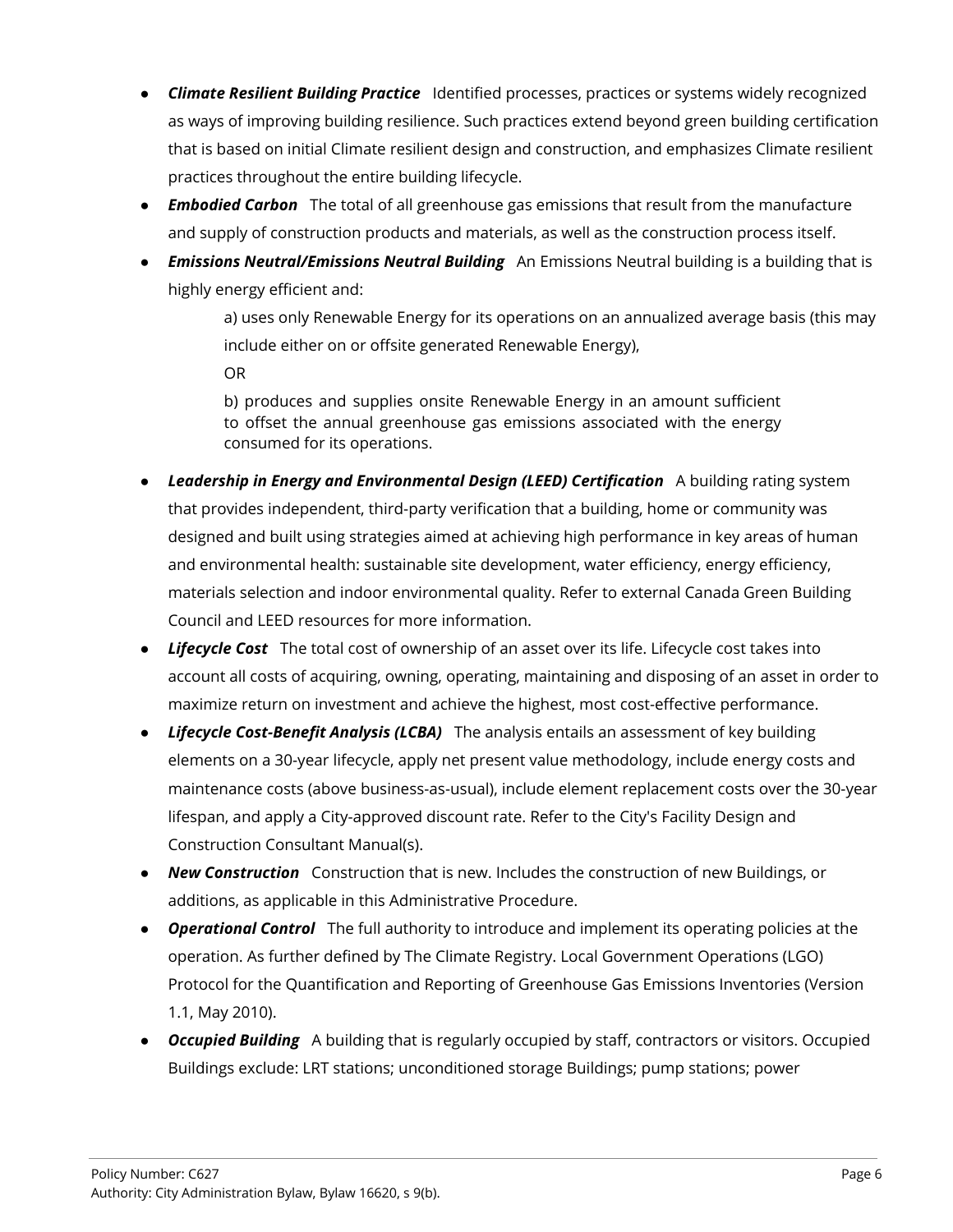- ***Climate Resilient Building Practice*** Identified processes, practices or systems widely recognized as ways of improving building resilience. Such practices extend beyond green building certification that is based on initial Climate resilient design and construction, and emphasizes Climate resilient practices throughout the entire building lifecycle.
- ***Embodied Carbon*** The total of all greenhouse gas emissions that result from the manufacture and supply of construction products and materials, as well as the construction process itself.
- ***Emissions Neutral/Emissions Neutral Building*** An Emissions Neutral building is a building that is highly energy efficient and:

  a) uses only Renewable Energy for its operations on an annualized average basis (this may include either on or offsite generated Renewable Energy),

  OR

  b) produces and supplies onsite Renewable Energy in an amount sufficient to offset the annual greenhouse gas emissions associated with the energy consumed for its operations.

- ***Leadership in Energy and Environmental Design (LEED) Certification*** A building rating system that provides independent, third-party verification that a building, home or community was designed and built using strategies aimed at achieving high performance in key areas of human and environmental health: sustainable site development, water efficiency, energy efficiency, materials selection and indoor environmental quality. Refer to external Canada Green Building Council and LEED resources for more information.
- ***Lifecycle Cost*** The total cost of ownership of an asset over its life. Lifecycle cost takes into account all costs of acquiring, owning, operating, maintaining and disposing of an asset in order to maximize return on investment and achieve the highest, most cost-effective performance.
- ***Lifecycle Cost-Benefit Analysis (LCBA)*** The analysis entails an assessment of key building elements on a 30-year lifecycle, apply net present value methodology, include energy costs and maintenance costs (above business-as-usual), include element replacement costs over the 30-year lifespan, and apply a City-approved discount rate. Refer to the City's Facility Design and Construction Consultant Manual(s).
- ***New Construction*** Construction that is new. Includes the construction of new Buildings, or additions, as applicable in this Administrative Procedure.
- ***Operational Control*** The full authority to introduce and implement its operating policies at the operation. As further defined by The Climate Registry. Local Government Operations (LGO) Protocol for the Quantification and Reporting of Greenhouse Gas Emissions Inventories (Version 1.1, May 2010).
- ***Occupied Building*** A building that is regularly occupied by staff, contractors or visitors. Occupied Buildings exclude: LRT stations; unconditioned storage Buildings; pump stations; power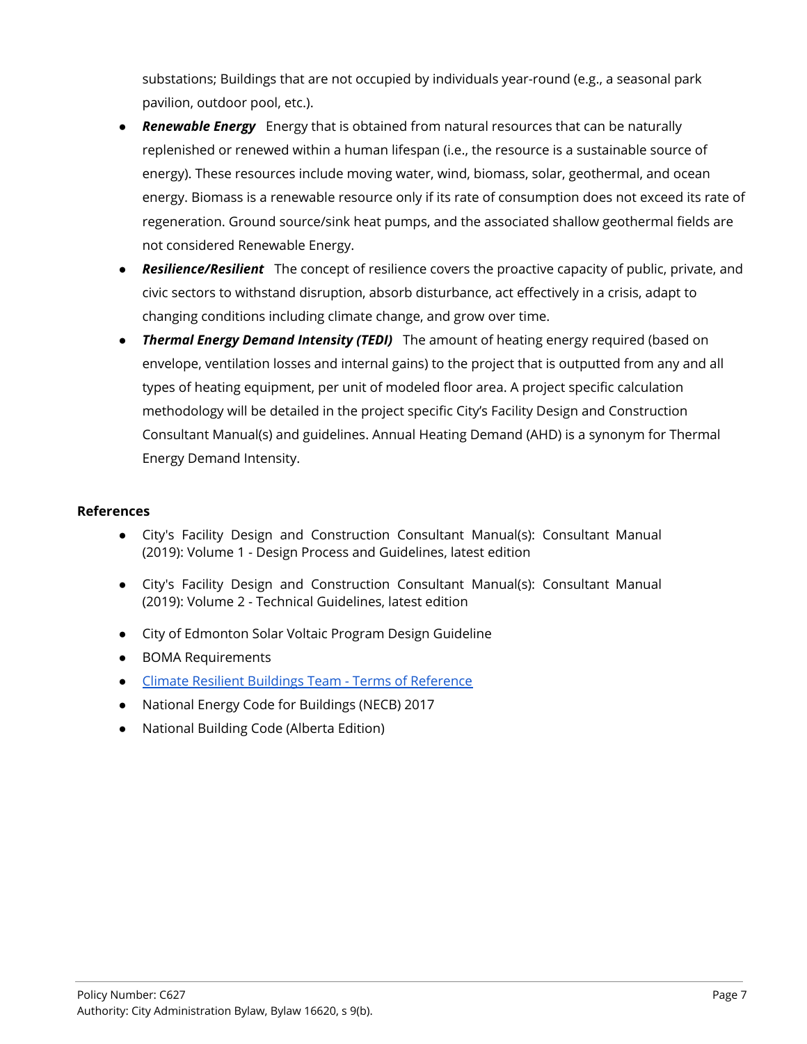substations; Buildings that are not occupied by individuals year-round (e.g., a seasonal park pavilion, outdoor pool, etc.).

- ***Renewable Energy*** Energy that is obtained from natural resources that can be naturally replenished or renewed within a human lifespan (i.e., the resource is a sustainable source of energy). These resources include moving water, wind, biomass, solar, geothermal, and ocean energy. Biomass is a renewable resource only if its rate of consumption does not exceed its rate of regeneration. Ground source/sink heat pumps, and the associated shallow geothermal fields are not considered Renewable Energy.
- ***Resilience/Resilient*** The concept of resilience covers the proactive capacity of public, private, and civic sectors to withstand disruption, absorb disturbance, act effectively in a crisis, adapt to changing conditions including climate change, and grow over time.
- ***Thermal Energy Demand Intensity (TEDI)*** The amount of heating energy required (based on envelope, ventilation losses and internal gains) to the project that is outputted from any and all types of heating equipment, per unit of modeled floor area. A project specific calculation methodology will be detailed in the project specific City's Facility Design and Construction Consultant Manual(s) and guidelines. Annual Heating Demand (AHD) is a synonym for Thermal Energy Demand Intensity.

**References**

- City's Facility Design and Construction Consultant Manual(s): Consultant Manual (2019): Volume 1 - Design Process and Guidelines, latest edition
- City's Facility Design and Construction Consultant Manual(s): Consultant Manual (2019): Volume 2 - Technical Guidelines, latest edition
- City of Edmonton Solar Voltaic Program Design Guideline
- BOMA Requirements
- Climate Resilient Buildings Team - Terms of Reference
- National Energy Code for Buildings (NECB) 2017
- National Building Code (Alberta Edition)

Policy Number: C627
Authority: City Administration Bylaw, Bylaw 16620, s 9(b).